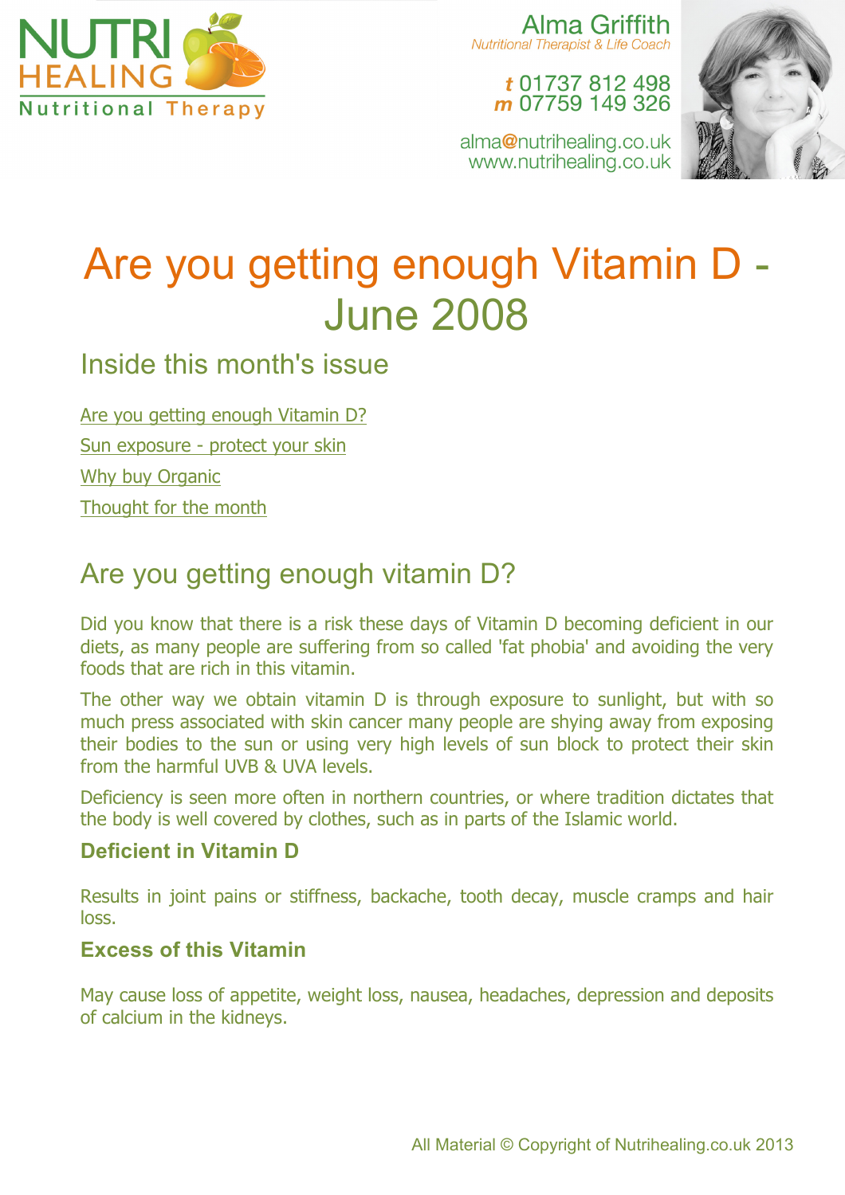NUTRI HEALING
Nutritional Therapy

Alma Griffith
*Nutritional Therapist & Life Coach*

**t** 01737 812 498
**m** 07759 149 326

alma@nutrihealing.co.uk
www.nutrihealing.co.uk

# Are you getting enough Vitamin D - June 2008

## Inside this month's issue

Are you getting enough Vitamin D?

Sun exposure - protect your skin

Why buy Organic

Thought for the month

## Are you getting enough vitamin D?

Did you know that there is a risk these days of Vitamin D becoming deficient in our diets, as many people are suffering from so called 'fat phobia' and avoiding the very foods that are rich in this vitamin.

The other way we obtain vitamin D is through exposure to sunlight, but with so much press associated with skin cancer many people are shying away from exposing their bodies to the sun or using very high levels of sun block to protect their skin from the harmful UVB & UVA levels.

Deficiency is seen more often in northern countries, or where tradition dictates that the body is well covered by clothes, such as in parts of the Islamic world.

### Deficient in Vitamin D

Results in joint pains or stiffness, backache, tooth decay, muscle cramps and hair loss.

### Excess of this Vitamin

May cause loss of appetite, weight loss, nausea, headaches, depression and deposits of calcium in the kidneys.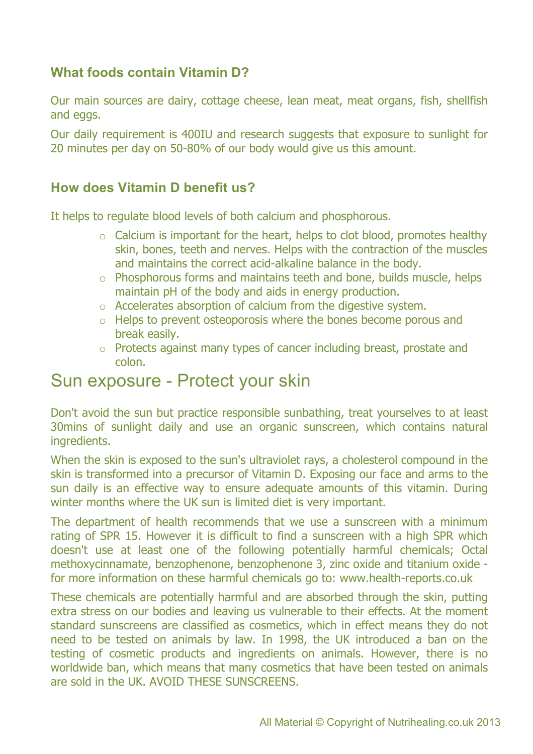### What foods contain Vitamin D?

Our main sources are dairy, cottage cheese, lean meat, meat organs, fish, shellfish and eggs.

Our daily requirement is 400IU and research suggests that exposure to sunlight for 20 minutes per day on 50-80% of our body would give us this amount.

### How does Vitamin D benefit us?

It helps to regulate blood levels of both calcium and phosphorous.

- Calcium is important for the heart, helps to clot blood, promotes healthy skin, bones, teeth and nerves. Helps with the contraction of the muscles and maintains the correct acid-alkaline balance in the body.
- Phosphorous forms and maintains teeth and bone, builds muscle, helps maintain pH of the body and aids in energy production.
- Accelerates absorption of calcium from the digestive system.
- Helps to prevent osteoporosis where the bones become porous and break easily.
- Protects against many types of cancer including breast, prostate and colon.

## Sun exposure - Protect your skin

Don't avoid the sun but practice responsible sunbathing, treat yourselves to at least 30mins of sunlight daily and use an organic sunscreen, which contains natural ingredients.

When the skin is exposed to the sun's ultraviolet rays, a cholesterol compound in the skin is transformed into a precursor of Vitamin D. Exposing our face and arms to the sun daily is an effective way to ensure adequate amounts of this vitamin. During winter months where the UK sun is limited diet is very important.

The department of health recommends that we use a sunscreen with a minimum rating of SPR 15. However it is difficult to find a sunscreen with a high SPR which doesn't use at least one of the following potentially harmful chemicals; Octal methoxycinnamate, benzophenone, benzophenone 3, zinc oxide and titanium oxide - for more information on these harmful chemicals go to: www.health-reports.co.uk

These chemicals are potentially harmful and are absorbed through the skin, putting extra stress on our bodies and leaving us vulnerable to their effects. At the moment standard sunscreens are classified as cosmetics, which in effect means they do not need to be tested on animals by law. In 1998, the UK introduced a ban on the testing of cosmetic products and ingredients on animals. However, there is no worldwide ban, which means that many cosmetics that have been tested on animals are sold in the UK. AVOID THESE SUNSCREENS.

All Material © Copyright of Nutrihealing.co.uk 2013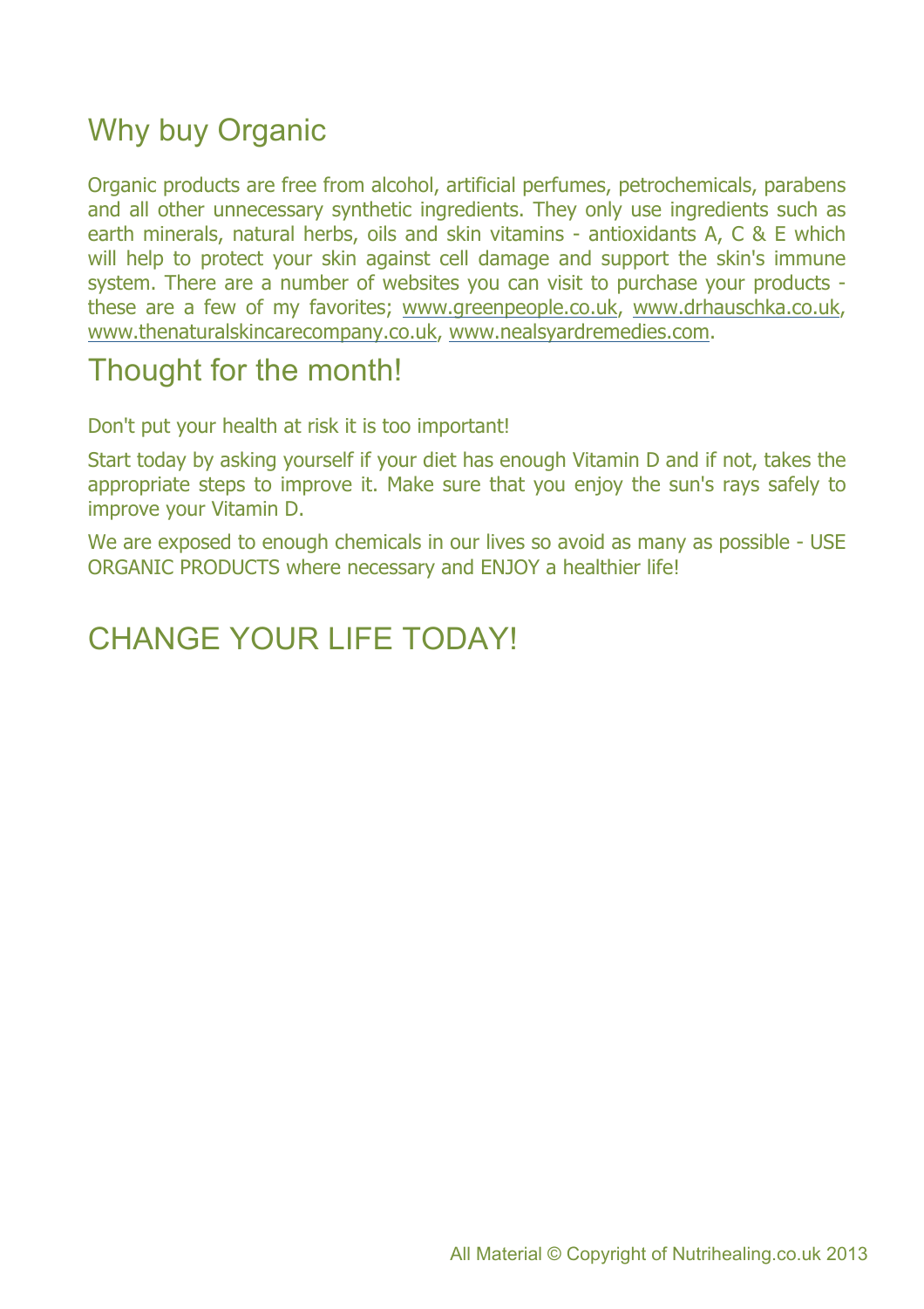## Why buy Organic

Organic products are free from alcohol, artificial perfumes, petrochemicals, parabens and all other unnecessary synthetic ingredients. They only use ingredients such as earth minerals, natural herbs, oils and skin vitamins - antioxidants A, C & E which will help to protect your skin against cell damage and support the skin's immune system. There are a number of websites you can visit to purchase your products - these are a few of my favorites; www.greenpeople.co.uk, www.drhauschka.co.uk, www.thenaturalskincarecompany.co.uk, www.nealsyardremedies.com.

## Thought for the month!

Don't put your health at risk it is too important!

Start today by asking yourself if your diet has enough Vitamin D and if not, takes the appropriate steps to improve it. Make sure that you enjoy the sun's rays safely to improve your Vitamin D.

We are exposed to enough chemicals in our lives so avoid as many as possible - USE ORGANIC PRODUCTS where necessary and ENJOY a healthier life!

## CHANGE YOUR LIFE TODAY!

All Material © Copyright of Nutrihealing.co.uk 2013